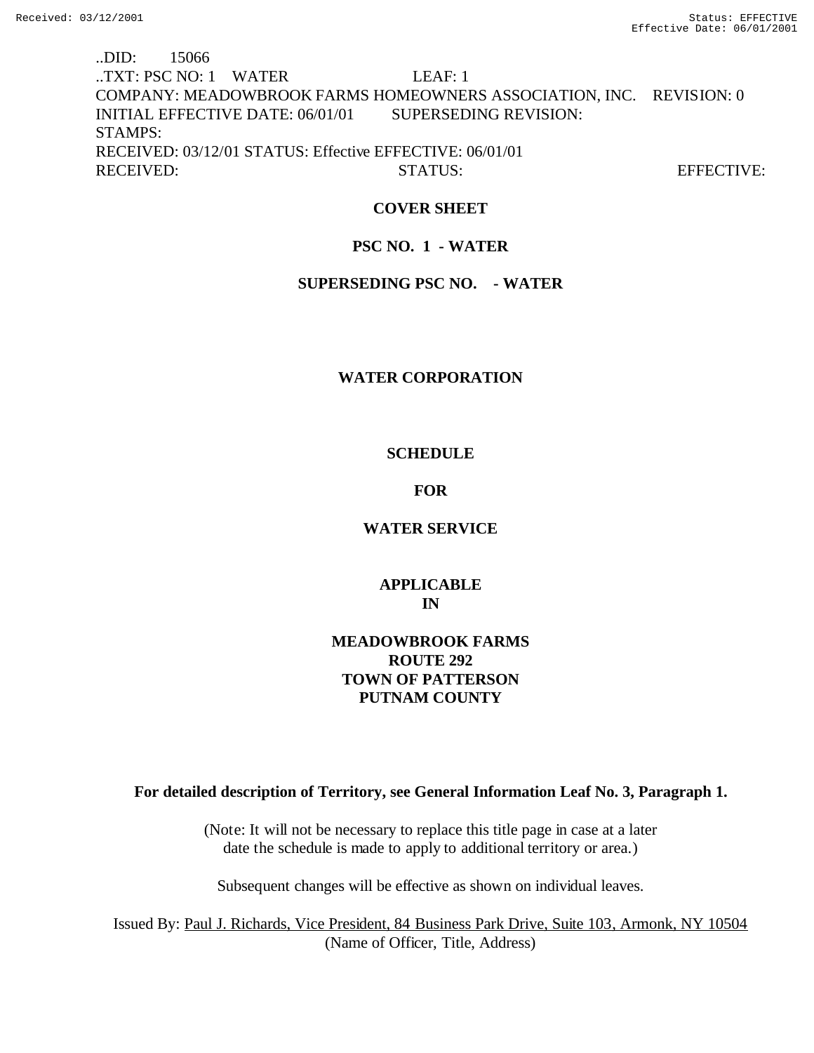..DID: 15066
..TXT: PSC NO: 1 WATER LEAF: 1
COMPANY: MEADOWBROOK FARMS HOMEOWNERS ASSOCIATION, INC. REVISION: 0
INITIAL EFFECTIVE DATE: 06/01/01 SUPERSEDING REVISION:
STAMPS:
RECEIVED: 03/12/01 STATUS: Effective EFFECTIVE: 06/01/01
RECEIVED: STATUS: EFFECTIVE:

**COVER SHEET**

**PSC NO. 1 - WATER**

**SUPERSEDING PSC NO. - WATER**

**WATER CORPORATION**

**SCHEDULE**

**FOR**

**WATER SERVICE**

**APPLICABLE
IN**

**MEADOWBROOK FARMS
ROUTE 292
TOWN OF PATTERSON
PUTNAM COUNTY**

**For detailed description of Territory, see General Information Leaf No. 3, Paragraph 1.**

(Note: It will not be necessary to replace this title page in case at a later date the schedule is made to apply to additional territory or area.)

Subsequent changes will be effective as shown on individual leaves.

Issued By: Paul J. Richards, Vice President, 84 Business Park Drive, Suite 103, Armonk, NY 10504
(Name of Officer, Title, Address)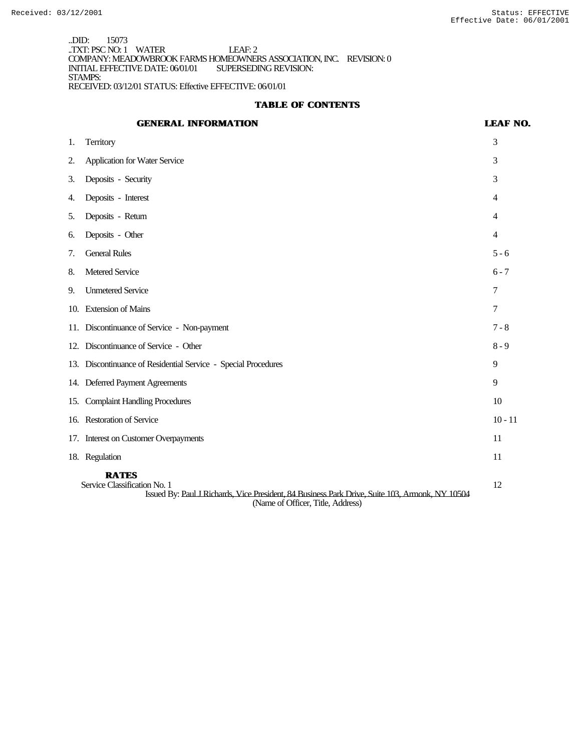..DID: 15073
..TXT: PSC NO: 1 WATER LEAF: 2
COMPANY: MEADOWBROOK FARMS HOMEOWNERS ASSOCIATION, INC. REVISION: 0
INITIAL EFFECTIVE DATE: 06/01/01 SUPERSEDING REVISION:
STAMPS:
RECEIVED: 03/12/01 STATUS: Effective EFFECTIVE: 06/01/01

## TABLE OF CONTENTS

| GENERAL INFORMATION | LEAF NO. |
|---|---|
| 1. Territory | 3 |
| 2. Application for Water Service | 3 |
| 3. Deposits - Security | 3 |
| 4. Deposits - Interest | 4 |
| 5. Deposits - Return | 4 |
| 6. Deposits - Other | 4 |
| 7. General Rules | 5 - 6 |
| 8. Metered Service | 6 - 7 |
| 9. Unmetered Service | 7 |
| 10. Extension of Mains | 7 |
| 11. Discontinuance of Service - Non-payment | 7 - 8 |
| 12. Discontinuance of Service - Other | 8 - 9 |
| 13. Discontinuance of Residential Service - Special Procedures | 9 |
| 14. Deferred Payment Agreements | 9 |
| 15. Complaint Handling Procedures | 10 |
| 16. Restoration of Service | 10 - 11 |
| 17. Interest on Customer Overpayments | 11 |
| 18. Regulation | 11 |
| **RATES** | |
| Service Classification No. 1 | 12 |

Issued By: Paul J Richards, Vice President, 84 Business Park Drive, Suite 103, Armonk, NY 10504
(Name of Officer, Title, Address)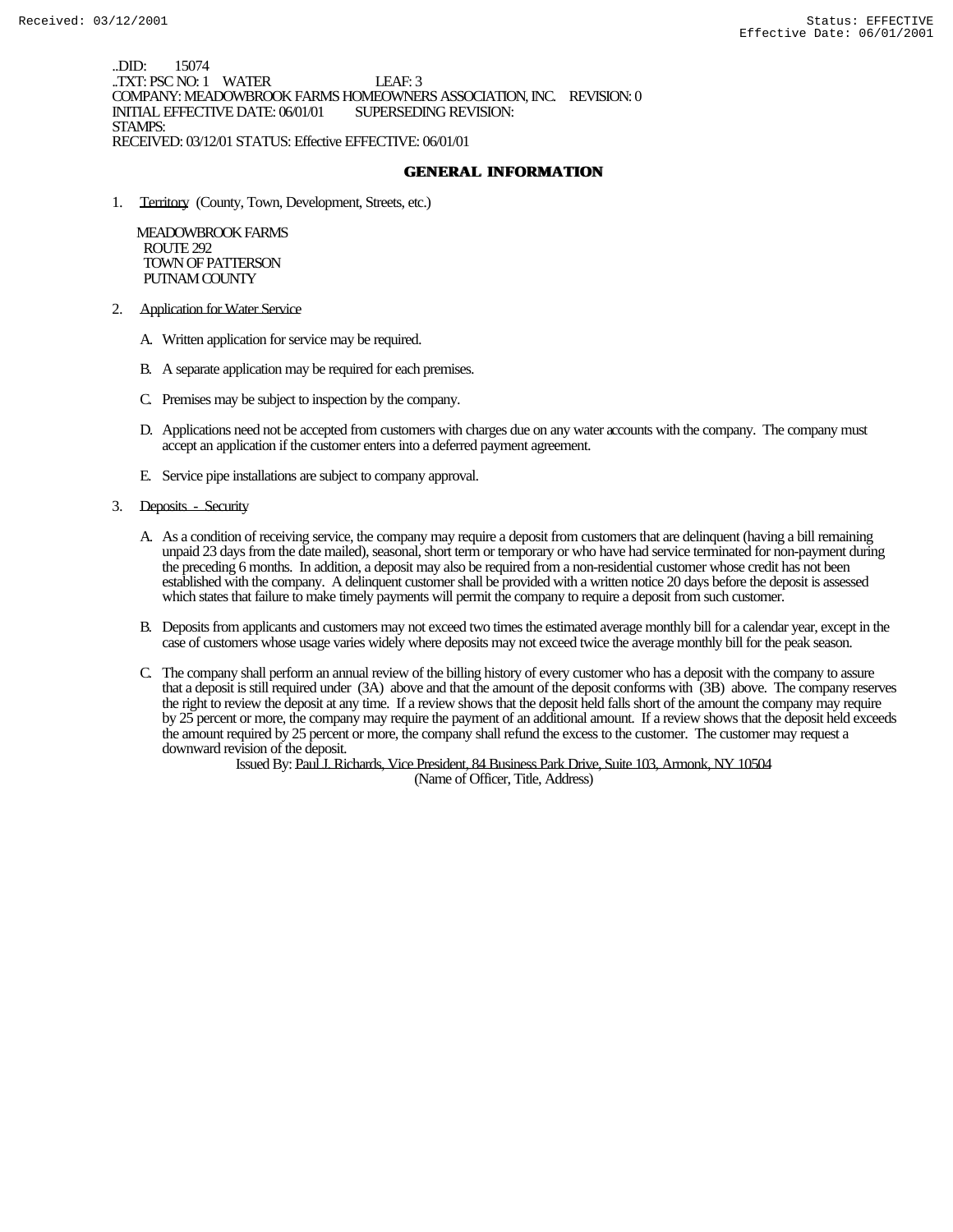..DID: 15074
..TXT: PSC NO: 1 WATER LEAF: 3
COMPANY: MEADOWBROOK FARMS HOMEOWNERS ASSOCIATION, INC. REVISION: 0
INITIAL EFFECTIVE DATE: 06/01/01 SUPERSEDING REVISION:
STAMPS:
RECEIVED: 03/12/01 STATUS: Effective EFFECTIVE: 06/01/01

## GENERAL INFORMATION

1. Territory (County, Town, Development, Streets, etc.)

   MEADOWBROOK FARMS
   ROUTE 292
   TOWN OF PATTERSON
   PUTNAM COUNTY

2. Application for Water Service

   A. Written application for service may be required.

   B. A separate application may be required for each premises.

   C. Premises may be subject to inspection by the company.

   D. Applications need not be accepted from customers with charges due on any water accounts with the company. The company must accept an application if the customer enters into a deferred payment agreement.

   E. Service pipe installations are subject to company approval.

3. Deposits - Security

   A. As a condition of receiving service, the company may require a deposit from customers that are delinquent (having a bill remaining unpaid 23 days from the date mailed), seasonal, short term or temporary or who have had service terminated for non-payment during the preceding 6 months. In addition, a deposit may also be required from a non-residential customer whose credit has not been established with the company. A delinquent customer shall be provided with a written notice 20 days before the deposit is assessed which states that failure to make timely payments will permit the company to require a deposit from such customer.

   B. Deposits from applicants and customers may not exceed two times the estimated average monthly bill for a calendar year, except in the case of customers whose usage varies widely where deposits may not exceed twice the average monthly bill for the peak season.

   C. The company shall perform an annual review of the billing history of every customer who has a deposit with the company to assure that a deposit is still required under (3A) above and that the amount of the deposit conforms with (3B) above. The company reserves the right to review the deposit at any time. If a review shows that the deposit held falls short of the amount the company may require by 25 percent or more, the company may require the payment of an additional amount. If a review shows that the deposit held exceeds the amount required by 25 percent or more, the company shall refund the excess to the customer. The customer may request a downward revision of the deposit.

Issued By: Paul J. Richards, Vice President, 84 Business Park Drive, Suite 103, Armonk, NY 10504
(Name of Officer, Title, Address)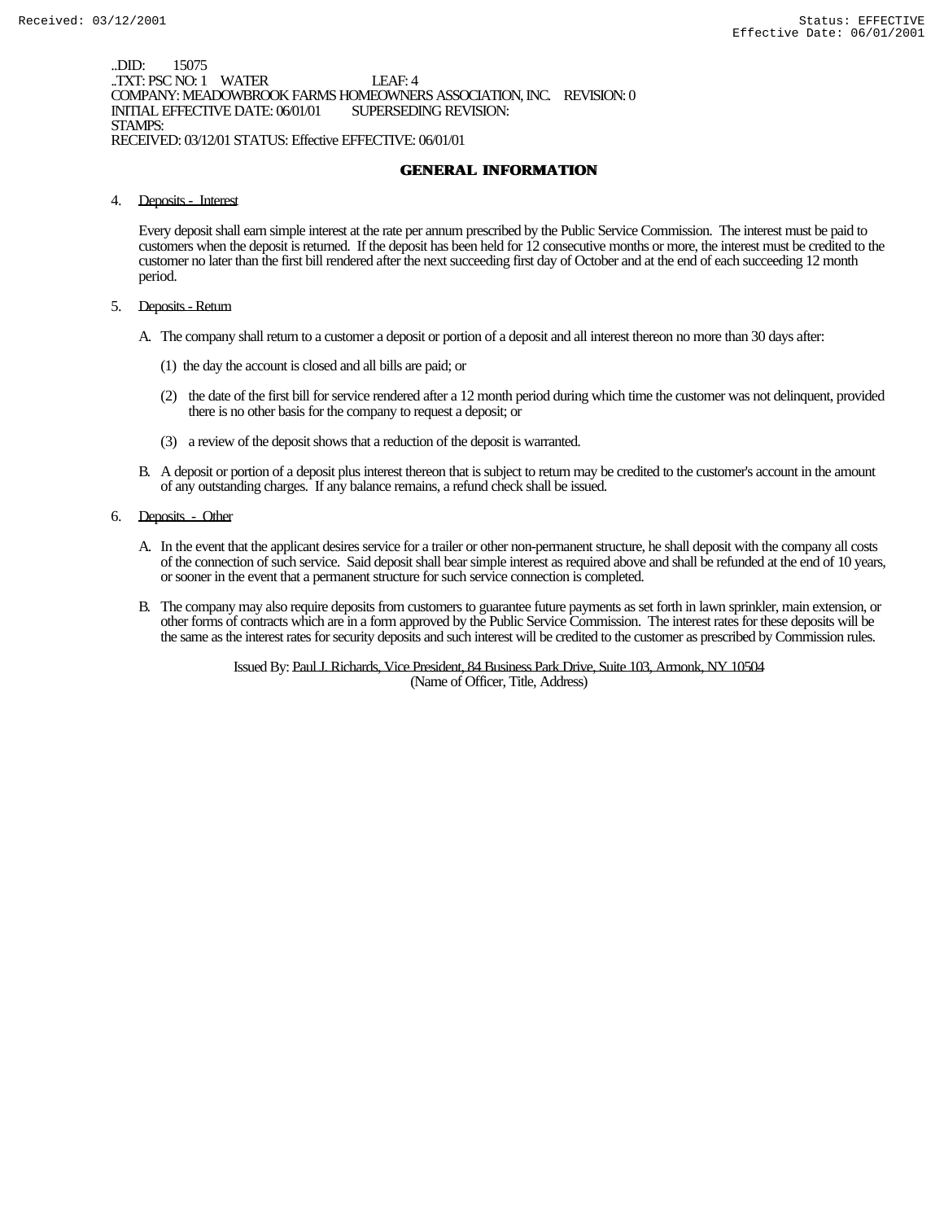..DID: 15075
..TXT: PSC NO: 1 WATER LEAF: 4
COMPANY: MEADOWBROOK FARMS HOMEOWNERS ASSOCIATION, INC. REVISION: 0
INITIAL EFFECTIVE DATE: 06/01/01 SUPERSEDING REVISION:
STAMPS:
RECEIVED: 03/12/01 STATUS: Effective EFFECTIVE: 06/01/01

## GENERAL INFORMATION

4. Deposits - Interest

   Every deposit shall earn simple interest at the rate per annum prescribed by the Public Service Commission. The interest must be paid to customers when the deposit is returned. If the deposit has been held for 12 consecutive months or more, the interest must be credited to the customer no later than the first bill rendered after the next succeeding first day of October and at the end of each succeeding 12 month period.

5. Deposits - Return

   A. The company shall return to a customer a deposit or portion of a deposit and all interest thereon no more than 30 days after:

      (1) the day the account is closed and all bills are paid; or

      (2) the date of the first bill for service rendered after a 12 month period during which time the customer was not delinquent, provided there is no other basis for the company to request a deposit; or

      (3) a review of the deposit shows that a reduction of the deposit is warranted.

   B. A deposit or portion of a deposit plus interest thereon that is subject to return may be credited to the customer's account in the amount of any outstanding charges. If any balance remains, a refund check shall be issued.

6. Deposits - Other

   A. In the event that the applicant desires service for a trailer or other non-permanent structure, he shall deposit with the company all costs of the connection of such service. Said deposit shall bear simple interest as required above and shall be refunded at the end of 10 years, or sooner in the event that a permanent structure for such service connection is completed.

   B. The company may also require deposits from customers to guarantee future payments as set forth in lawn sprinkler, main extension, or other forms of contracts which are in a form approved by the Public Service Commission. The interest rates for these deposits will be the same as the interest rates for security deposits and such interest will be credited to the customer as prescribed by Commission rules.

Issued By: Paul J. Richards, Vice President, 84 Business Park Drive, Suite 103, Armonk, NY 10504
(Name of Officer, Title, Address)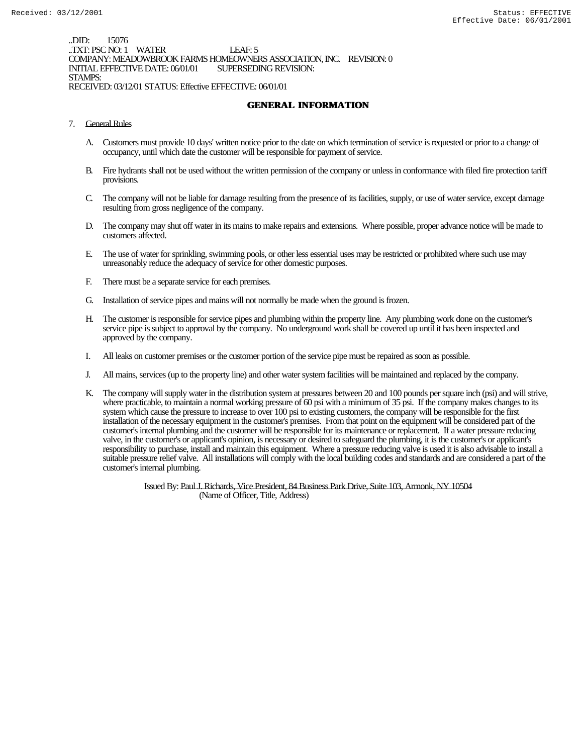..DID: 15076
..TXT: PSC NO: 1 WATER LEAF: 5
COMPANY: MEADOWBROOK FARMS HOMEOWNERS ASSOCIATION, INC. REVISION: 0
INITIAL EFFECTIVE DATE: 06/01/01 SUPERSEDING REVISION:
STAMPS:
RECEIVED: 03/12/01 STATUS: Effective EFFECTIVE: 06/01/01

## GENERAL INFORMATION

7. General Rules

   A. Customers must provide 10 days' written notice prior to the date on which termination of service is requested or prior to a change of occupancy, until which date the customer will be responsible for payment of service.

   B. Fire hydrants shall not be used without the written permission of the company or unless in conformance with filed fire protection tariff provisions.

   C. The company will not be liable for damage resulting from the presence of its facilities, supply, or use of water service, except damage resulting from gross negligence of the company.

   D. The company may shut off water in its mains to make repairs and extensions. Where possible, proper advance notice will be made to customers affected.

   E. The use of water for sprinkling, swimming pools, or other less essential uses may be restricted or prohibited where such use may unreasonably reduce the adequacy of service for other domestic purposes.

   F. There must be a separate service for each premises.

   G. Installation of service pipes and mains will not normally be made when the ground is frozen.

   H. The customer is responsible for service pipes and plumbing within the property line. Any plumbing work done on the customer's service pipe is subject to approval by the company. No underground work shall be covered up until it has been inspected and approved by the company.

   I. All leaks on customer premises or the customer portion of the service pipe must be repaired as soon as possible.

   J. All mains, services (up to the property line) and other water system facilities will be maintained and replaced by the company.

   K. The company will supply water in the distribution system at pressures between 20 and 100 pounds per square inch (psi) and will strive, where practicable, to maintain a normal working pressure of 60 psi with a minimum of 35 psi. If the company makes changes to its system which cause the pressure to increase to over 100 psi to existing customers, the company will be responsible for the first installation of the necessary equipment in the customer's premises. From that point on the equipment will be considered part of the customer's internal plumbing and the customer will be responsible for its maintenance or replacement. If a water pressure reducing valve, in the customer's or applicant's opinion, is necessary or desired to safeguard the plumbing, it is the customer's or applicant's responsibility to purchase, install and maintain this equipment. Where a pressure reducing valve is used it is also advisable to install a suitable pressure relief valve. All installations will comply with the local building codes and standards and are considered a part of the customer's internal plumbing.

Issued By: Paul J. Richards, Vice President, 84 Business Park Drive, Suite 103, Armonk, NY 10504
(Name of Officer, Title, Address)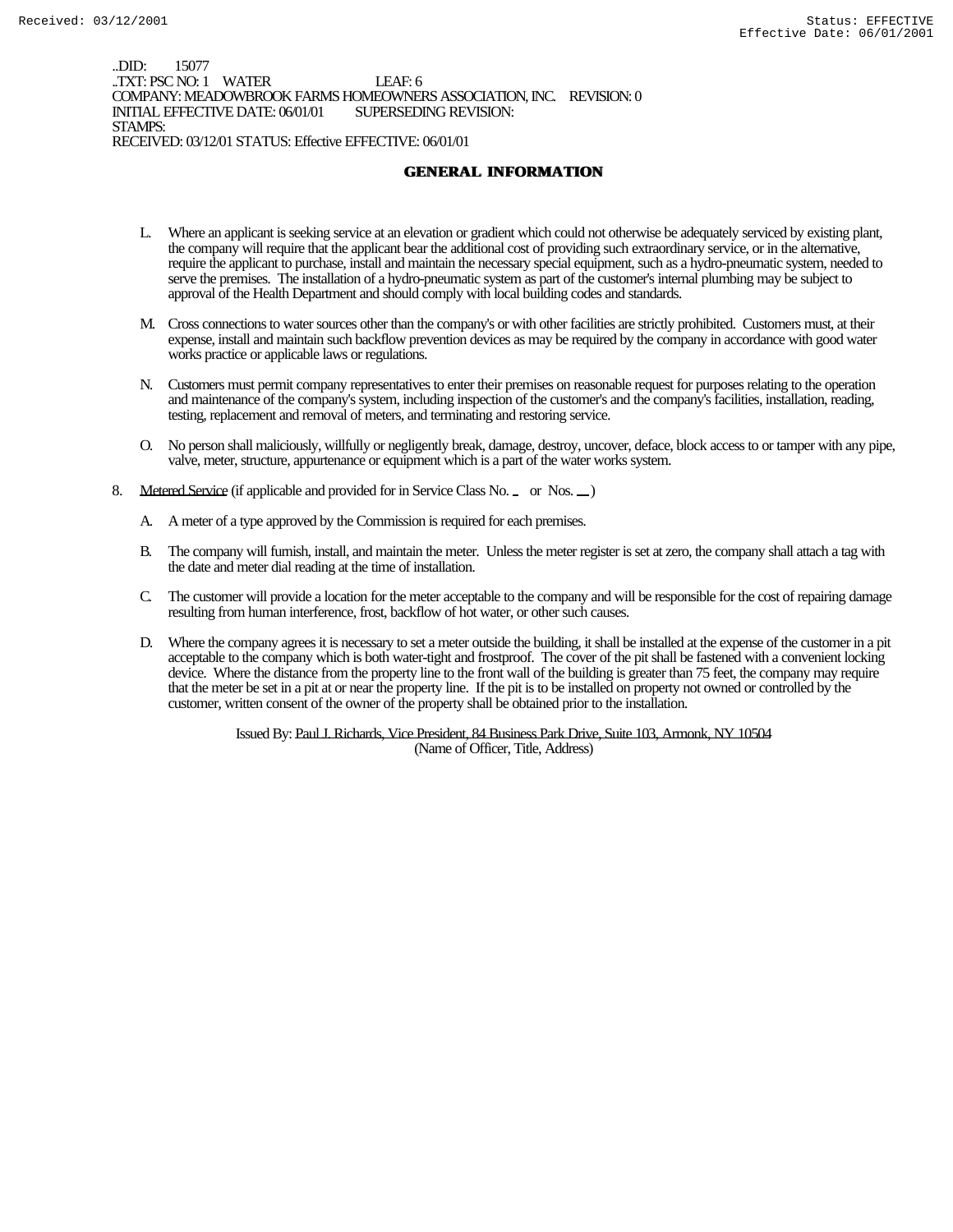..DID: 15077
..TXT: PSC NO: 1 WATER LEAF: 6
COMPANY: MEADOWBROOK FARMS HOMEOWNERS ASSOCIATION, INC. REVISION: 0
INITIAL EFFECTIVE DATE: 06/01/01 SUPERSEDING REVISION:
STAMPS:
RECEIVED: 03/12/01 STATUS: Effective EFFECTIVE: 06/01/01

# GENERAL INFORMATION

L. Where an applicant is seeking service at an elevation or gradient which could not otherwise be adequately serviced by existing plant, the company will require that the applicant bear the additional cost of providing such extraordinary service, or in the alternative, require the applicant to purchase, install and maintain the necessary special equipment, such as a hydro-pneumatic system, needed to serve the premises. The installation of a hydro-pneumatic system as part of the customer's internal plumbing may be subject to approval of the Health Department and should comply with local building codes and standards.

M. Cross connections to water sources other than the company's or with other facilities are strictly prohibited. Customers must, at their expense, install and maintain such backflow prevention devices as may be required by the company in accordance with good water works practice or applicable laws or regulations.

N. Customers must permit company representatives to enter their premises on reasonable request for purposes relating to the operation and maintenance of the company's system, including inspection of the customer's and the company's facilities, installation, reading, testing, replacement and removal of meters, and terminating and restoring service.

O. No person shall maliciously, willfully or negligently break, damage, destroy, uncover, deface, block access to or tamper with any pipe, valve, meter, structure, appurtenance or equipment which is a part of the water works system.

8. Metered Service (if applicable and provided for in Service Class No. _ or Nos. __)

A. A meter of a type approved by the Commission is required for each premises.

B. The company will furnish, install, and maintain the meter. Unless the meter register is set at zero, the company shall attach a tag with the date and meter dial reading at the time of installation.

C. The customer will provide a location for the meter acceptable to the company and will be responsible for the cost of repairing damage resulting from human interference, frost, backflow of hot water, or other such causes.

D. Where the company agrees it is necessary to set a meter outside the building, it shall be installed at the expense of the customer in a pit acceptable to the company which is both water-tight and frostproof. The cover of the pit shall be fastened with a convenient locking device. Where the distance from the property line to the front wall of the building is greater than 75 feet, the company may require that the meter be set in a pit at or near the property line. If the pit is to be installed on property not owned or controlled by the customer, written consent of the owner of the property shall be obtained prior to the installation.

Issued By: Paul J. Richards, Vice President, 84 Business Park Drive, Suite 103, Armonk, NY 10504
(Name of Officer, Title, Address)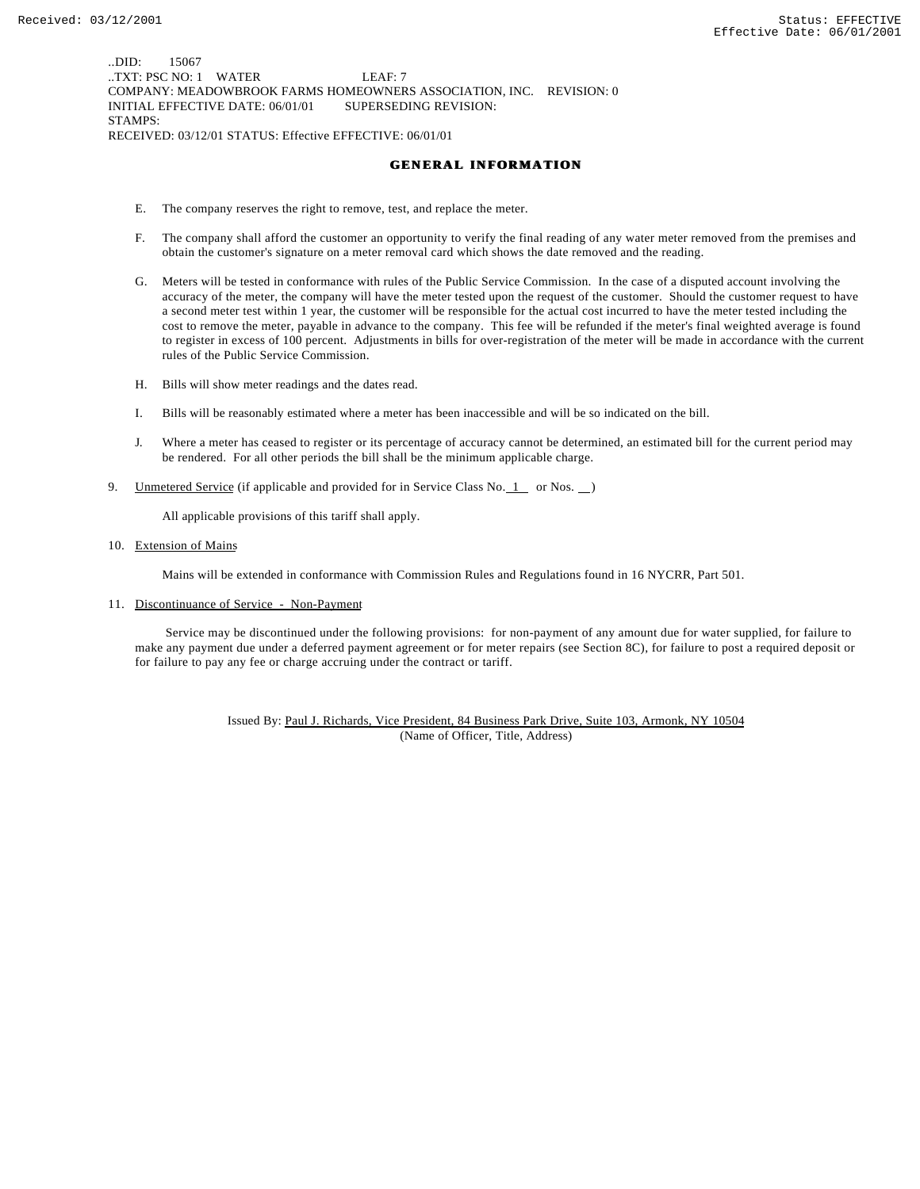..DID: 15067
..TXT: PSC NO: 1 WATER LEAF: 7
COMPANY: MEADOWBROOK FARMS HOMEOWNERS ASSOCIATION, INC. REVISION: 0
INITIAL EFFECTIVE DATE: 06/01/01 SUPERSEDING REVISION:
STAMPS:
RECEIVED: 03/12/01 STATUS: Effective EFFECTIVE: 06/01/01

## GENERAL INFORMATION

E. The company reserves the right to remove, test, and replace the meter.

F. The company shall afford the customer an opportunity to verify the final reading of any water meter removed from the premises and obtain the customer's signature on a meter removal card which shows the date removed and the reading.

G. Meters will be tested in conformance with rules of the Public Service Commission. In the case of a disputed account involving the accuracy of the meter, the company will have the meter tested upon the request of the customer. Should the customer request to have a second meter test within 1 year, the customer will be responsible for the actual cost incurred to have the meter tested including the cost to remove the meter, payable in advance to the company. This fee will be refunded if the meter's final weighted average is found to register in excess of 100 percent. Adjustments in bills for over-registration of the meter will be made in accordance with the current rules of the Public Service Commission.

H. Bills will show meter readings and the dates read.

I. Bills will be reasonably estimated where a meter has been inaccessible and will be so indicated on the bill.

J. Where a meter has ceased to register or its percentage of accuracy cannot be determined, an estimated bill for the current period may be rendered. For all other periods the bill shall be the minimum applicable charge.

9. Unmetered Service (if applicable and provided for in Service Class No. 1 or Nos. __)

   All applicable provisions of this tariff shall apply.

10. Extension of Mains

   Mains will be extended in conformance with Commission Rules and Regulations found in 16 NYCRR, Part 501.

11. Discontinuance of Service - Non-Payment

   Service may be discontinued under the following provisions: for non-payment of any amount due for water supplied, for failure to make any payment due under a deferred payment agreement or for meter repairs (see Section 8C), for failure to post a required deposit or for failure to pay any fee or charge accruing under the contract or tariff.

Issued By: Paul J. Richards, Vice President, 84 Business Park Drive, Suite 103, Armonk, NY 10504
(Name of Officer, Title, Address)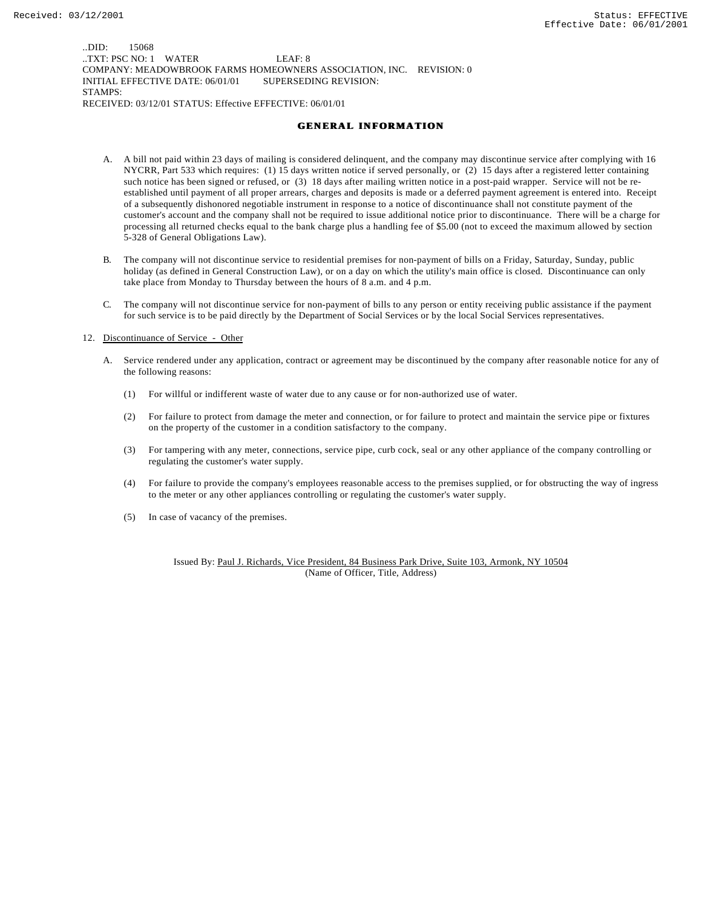..DID: 15068
..TXT: PSC NO: 1 WATER LEAF: 8
COMPANY: MEADOWBROOK FARMS HOMEOWNERS ASSOCIATION, INC. REVISION: 0
INITIAL EFFECTIVE DATE: 06/01/01 SUPERSEDING REVISION:
STAMPS:
RECEIVED: 03/12/01 STATUS: Effective EFFECTIVE: 06/01/01

## GENERAL INFORMATION

A. A bill not paid within 23 days of mailing is considered delinquent, and the company may discontinue service after complying with 16 NYCRR, Part 533 which requires: (1) 15 days written notice if served personally, or (2) 15 days after a registered letter containing such notice has been signed or refused, or (3) 18 days after mailing written notice in a post-paid wrapper. Service will not be re-established until payment of all proper arrears, charges and deposits is made or a deferred payment agreement is entered into. Receipt of a subsequently dishonored negotiable instrument in response to a notice of discontinuance shall not constitute payment of the customer's account and the company shall not be required to issue additional notice prior to discontinuance. There will be a charge for processing all returned checks equal to the bank charge plus a handling fee of $5.00 (not to exceed the maximum allowed by section 5-328 of General Obligations Law).

B. The company will not discontinue service to residential premises for non-payment of bills on a Friday, Saturday, Sunday, public holiday (as defined in General Construction Law), or on a day on which the utility's main office is closed. Discontinuance can only take place from Monday to Thursday between the hours of 8 a.m. and 4 p.m.

C. The company will not discontinue service for non-payment of bills to any person or entity receiving public assistance if the payment for such service is to be paid directly by the Department of Social Services or by the local Social Services representatives.

12. Discontinuance of Service - Other

A. Service rendered under any application, contract or agreement may be discontinued by the company after reasonable notice for any of the following reasons:

(1) For willful or indifferent waste of water due to any cause or for non-authorized use of water.

(2) For failure to protect from damage the meter and connection, or for failure to protect and maintain the service pipe or fixtures on the property of the customer in a condition satisfactory to the company.

(3) For tampering with any meter, connections, service pipe, curb cock, seal or any other appliance of the company controlling or regulating the customer's water supply.

(4) For failure to provide the company's employees reasonable access to the premises supplied, or for obstructing the way of ingress to the meter or any other appliances controlling or regulating the customer's water supply.

(5) In case of vacancy of the premises.

Issued By: Paul J. Richards, Vice President, 84 Business Park Drive, Suite 103, Armonk, NY 10504
(Name of Officer, Title, Address)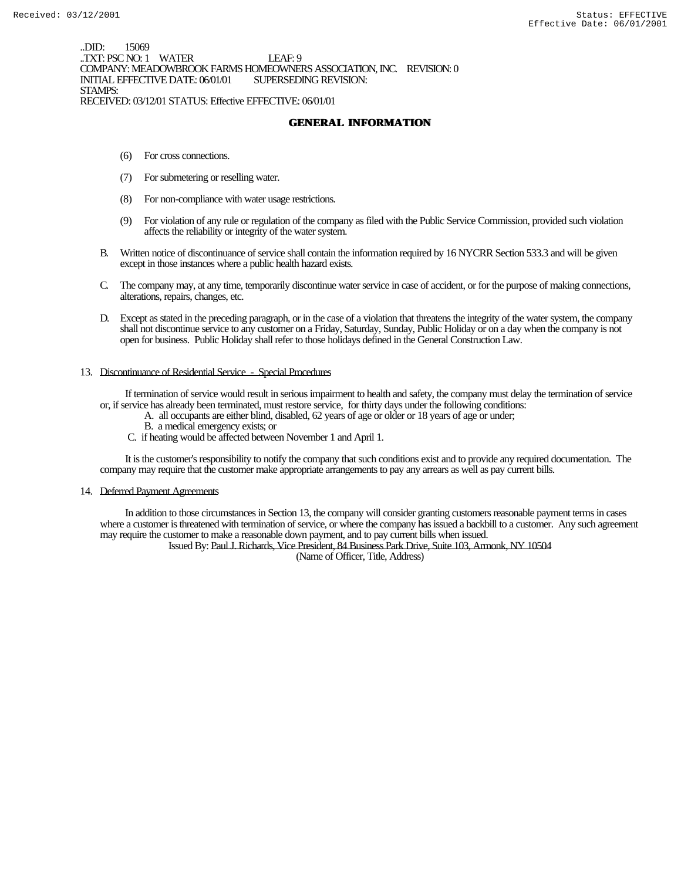..DID: 15069
..TXT: PSC NO: 1 WATER LEAF: 9
COMPANY: MEADOWBROOK FARMS HOMEOWNERS ASSOCIATION, INC. REVISION: 0
INITIAL EFFECTIVE DATE: 06/01/01 SUPERSEDING REVISION:
STAMPS:
RECEIVED: 03/12/01 STATUS: Effective EFFECTIVE: 06/01/01

## GENERAL INFORMATION

(6) For cross connections.

(7) For submetering or reselling water.

(8) For non-compliance with water usage restrictions.

(9) For violation of any rule or regulation of the company as filed with the Public Service Commission, provided such violation affects the reliability or integrity of the water system.

B. Written notice of discontinuance of service shall contain the information required by 16 NYCRR Section 533.3 and will be given except in those instances where a public health hazard exists.

C. The company may, at any time, temporarily discontinue water service in case of accident, or for the purpose of making connections, alterations, repairs, changes, etc.

D. Except as stated in the preceding paragraph, or in the case of a violation that threatens the integrity of the water system, the company shall not discontinue service to any customer on a Friday, Saturday, Sunday, Public Holiday or on a day when the company is not open for business. Public Holiday shall refer to those holidays defined in the General Construction Law.

13. Discontinuance of Residential Service - Special Procedures

If termination of service would result in serious impairment to health and safety, the company must delay the termination of service or, if service has already been terminated, must restore service, for thirty days under the following conditions:

A. all occupants are either blind, disabled, 62 years of age or older or 18 years of age or under;
B. a medical emergency exists; or
C. if heating would be affected between November 1 and April 1.

It is the customer's responsibility to notify the company that such conditions exist and to provide any required documentation. The company may require that the customer make appropriate arrangements to pay any arrears as well as pay current bills.

14. Deferred Payment Agreements

In addition to those circumstances in Section 13, the company will consider granting customers reasonable payment terms in cases where a customer is threatened with termination of service, or where the company has issued a backbill to a customer. Any such agreement may require the customer to make a reasonable down payment, and to pay current bills when issued.

Issued By: Paul J. Richards, Vice President, 84 Business Park Drive, Suite 103, Armonk, NY 10504
(Name of Officer, Title, Address)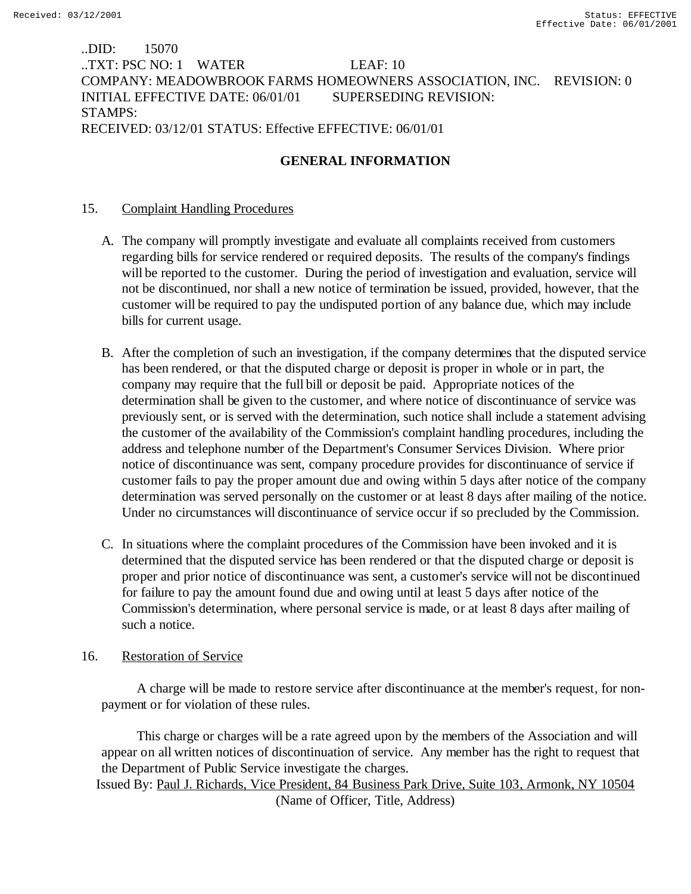..DID: 15070
..TXT: PSC NO: 1 WATER LEAF: 10
COMPANY: MEADOWBROOK FARMS HOMEOWNERS ASSOCIATION, INC. REVISION: 0
INITIAL EFFECTIVE DATE: 06/01/01 SUPERSEDING REVISION:
STAMPS:
RECEIVED: 03/12/01 STATUS: Effective EFFECTIVE: 06/01/01

## GENERAL INFORMATION

15. Complaint Handling Procedures

A. The company will promptly investigate and evaluate all complaints received from customers regarding bills for service rendered or required deposits. The results of the company's findings will be reported to the customer. During the period of investigation and evaluation, service will not be discontinued, nor shall a new notice of termination be issued, provided, however, that the customer will be required to pay the undisputed portion of any balance due, which may include bills for current usage.

B. After the completion of such an investigation, if the company determines that the disputed service has been rendered, or that the disputed charge or deposit is proper in whole or in part, the company may require that the full bill or deposit be paid. Appropriate notices of the determination shall be given to the customer, and where notice of discontinuance of service was previously sent, or is served with the determination, such notice shall include a statement advising the customer of the availability of the Commission's complaint handling procedures, including the address and telephone number of the Department's Consumer Services Division. Where prior notice of discontinuance was sent, company procedure provides for discontinuance of service if customer fails to pay the proper amount due and owing within 5 days after notice of the company determination was served personally on the customer or at least 8 days after mailing of the notice. Under no circumstances will discontinuance of service occur if so precluded by the Commission.

C. In situations where the complaint procedures of the Commission have been invoked and it is determined that the disputed service has been rendered or that the disputed charge or deposit is proper and prior notice of discontinuance was sent, a customer's service will not be discontinued for failure to pay the amount found due and owing until at least 5 days after notice of the Commission's determination, where personal service is made, or at least 8 days after mailing of such a notice.

16. Restoration of Service

A charge will be made to restore service after discontinuance at the member's request, for non-payment or for violation of these rules.

This charge or charges will be a rate agreed upon by the members of the Association and will appear on all written notices of discontinuation of service. Any member has the right to request that the Department of Public Service investigate the charges.

Issued By: Paul J. Richards, Vice President, 84 Business Park Drive, Suite 103, Armonk, NY 10504
(Name of Officer, Title, Address)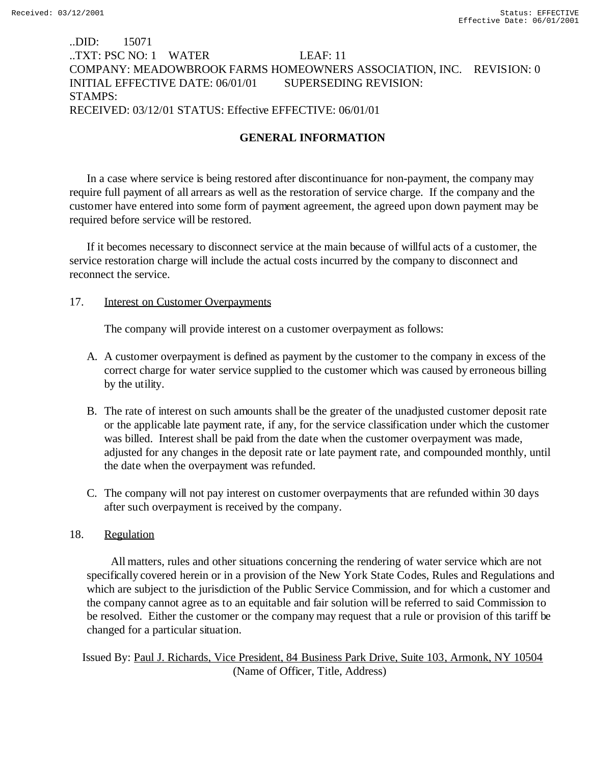..DID: 15071
..TXT: PSC NO: 1 WATER LEAF: 11
COMPANY: MEADOWBROOK FARMS HOMEOWNERS ASSOCIATION, INC. REVISION: 0
INITIAL EFFECTIVE DATE: 06/01/01 SUPERSEDING REVISION:
STAMPS:
RECEIVED: 03/12/01 STATUS: Effective EFFECTIVE: 06/01/01

## GENERAL INFORMATION

In a case where service is being restored after discontinuance for non-payment, the company may require full payment of all arrears as well as the restoration of service charge. If the company and the customer have entered into some form of payment agreement, the agreed upon down payment may be required before service will be restored.

If it becomes necessary to disconnect service at the main because of willful acts of a customer, the service restoration charge will include the actual costs incurred by the company to disconnect and reconnect the service.

17. Interest on Customer Overpayments

The company will provide interest on a customer overpayment as follows:

A. A customer overpayment is defined as payment by the customer to the company in excess of the correct charge for water service supplied to the customer which was caused by erroneous billing by the utility.

B. The rate of interest on such amounts shall be the greater of the unadjusted customer deposit rate or the applicable late payment rate, if any, for the service classification under which the customer was billed. Interest shall be paid from the date when the customer overpayment was made, adjusted for any changes in the deposit rate or late payment rate, and compounded monthly, until the date when the overpayment was refunded.

C. The company will not pay interest on customer overpayments that are refunded within 30 days after such overpayment is received by the company.

18. Regulation

All matters, rules and other situations concerning the rendering of water service which are not specifically covered herein or in a provision of the New York State Codes, Rules and Regulations and which are subject to the jurisdiction of the Public Service Commission, and for which a customer and the company cannot agree as to an equitable and fair solution will be referred to said Commission to be resolved. Either the customer or the company may request that a rule or provision of this tariff be changed for a particular situation.

Issued By: Paul J. Richards, Vice President, 84 Business Park Drive, Suite 103, Armonk, NY 10504
(Name of Officer, Title, Address)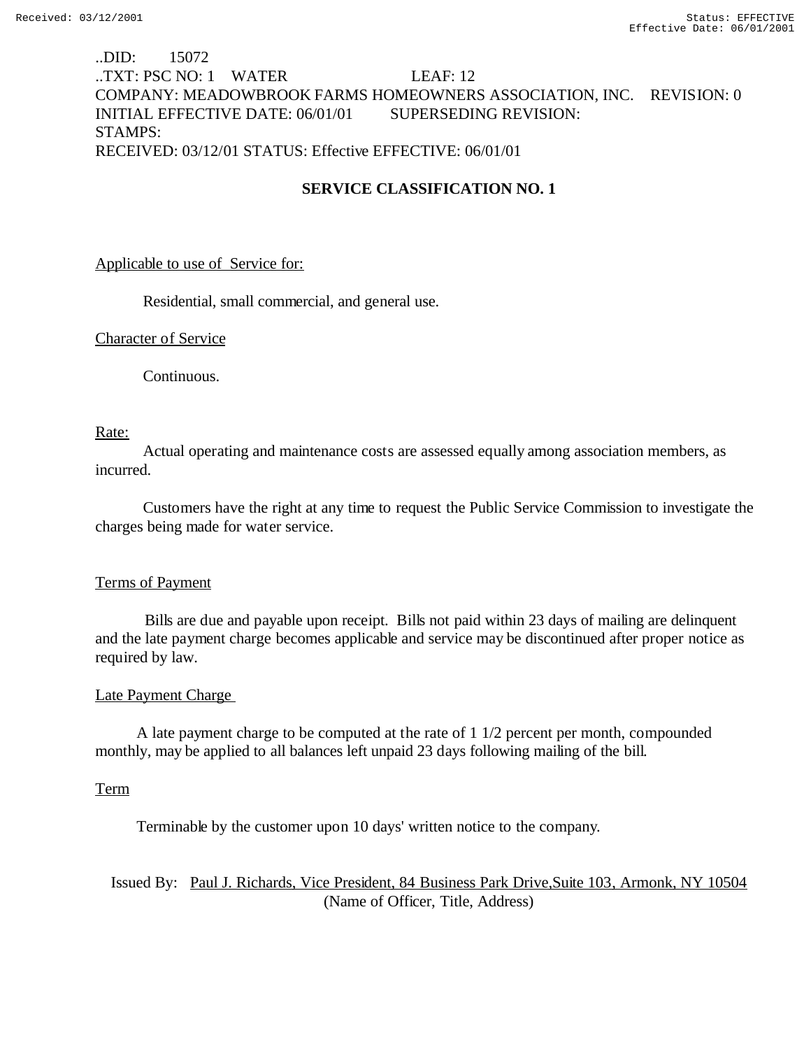..DID: 15072
..TXT: PSC NO: 1 WATER LEAF: 12
COMPANY: MEADOWBROOK FARMS HOMEOWNERS ASSOCIATION, INC. REVISION: 0
INITIAL EFFECTIVE DATE: 06/01/01 SUPERSEDING REVISION:
STAMPS:
RECEIVED: 03/12/01 STATUS: Effective EFFECTIVE: 06/01/01

## SERVICE CLASSIFICATION NO. 1

Applicable to use of Service for:

Residential, small commercial, and general use.

Character of Service

Continuous.

Rate:

Actual operating and maintenance costs are assessed equally among association members, as incurred.

Customers have the right at any time to request the Public Service Commission to investigate the charges being made for water service.

Terms of Payment

Bills are due and payable upon receipt. Bills not paid within 23 days of mailing are delinquent and the late payment charge becomes applicable and service may be discontinued after proper notice as required by law.

Late Payment Charge

A late payment charge to be computed at the rate of 1 1/2 percent per month, compounded monthly, may be applied to all balances left unpaid 23 days following mailing of the bill.

Term

Terminable by the customer upon 10 days' written notice to the company.

Issued By: Paul J. Richards, Vice President, 84 Business Park Drive,Suite 103, Armonk, NY 10504
(Name of Officer, Title, Address)